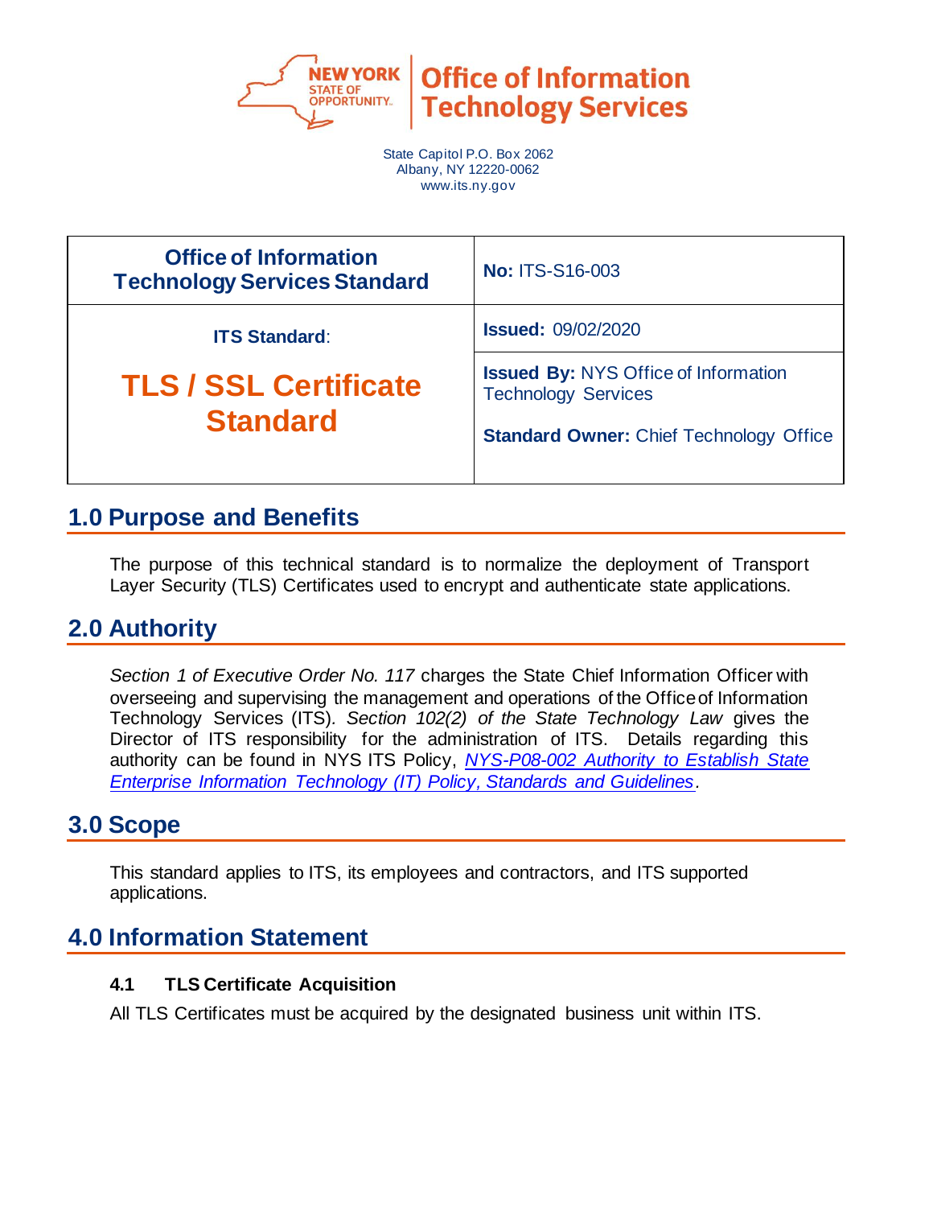**New York State of Opportunity** | **Office of Information Technology Services**

State Capitol P.O. Box 2062
Albany, NY 12220-0062
www.its.ny.gov

| Office of Information Technology Services Standard | **No:** ITS-S16-003 |
| --- | --- |
| **ITS Standard**: **TLS / SSL Certificate Standard** | **Issued:** 09/02/2020 |
| | **Issued By:** NYS Office of Information Technology Services<br><br>**Standard Owner:** Chief Technology Office |

## 1.0 Purpose and Benefits

The purpose of this technical standard is to normalize the deployment of Transport Layer Security (TLS) Certificates used to encrypt and authenticate state applications.

## 2.0 Authority

*Section 1 of Executive Order No. 117* charges the State Chief Information Officer with overseeing and supervising the management and operations of the Office of Information Technology Services (ITS). *Section 102(2) of the State Technology Law* gives the Director of ITS responsibility for the administration of ITS. Details regarding this authority can be found in NYS ITS Policy, *NYS-P08-002 Authority to Establish State Enterprise Information Technology (IT) Policy, Standards and Guidelines*.

## 3.0 Scope

This standard applies to ITS, its employees and contractors, and ITS supported applications.

## 4.0 Information Statement

### 4.1 TLS Certificate Acquisition

All TLS Certificates must be acquired by the designated business unit within ITS.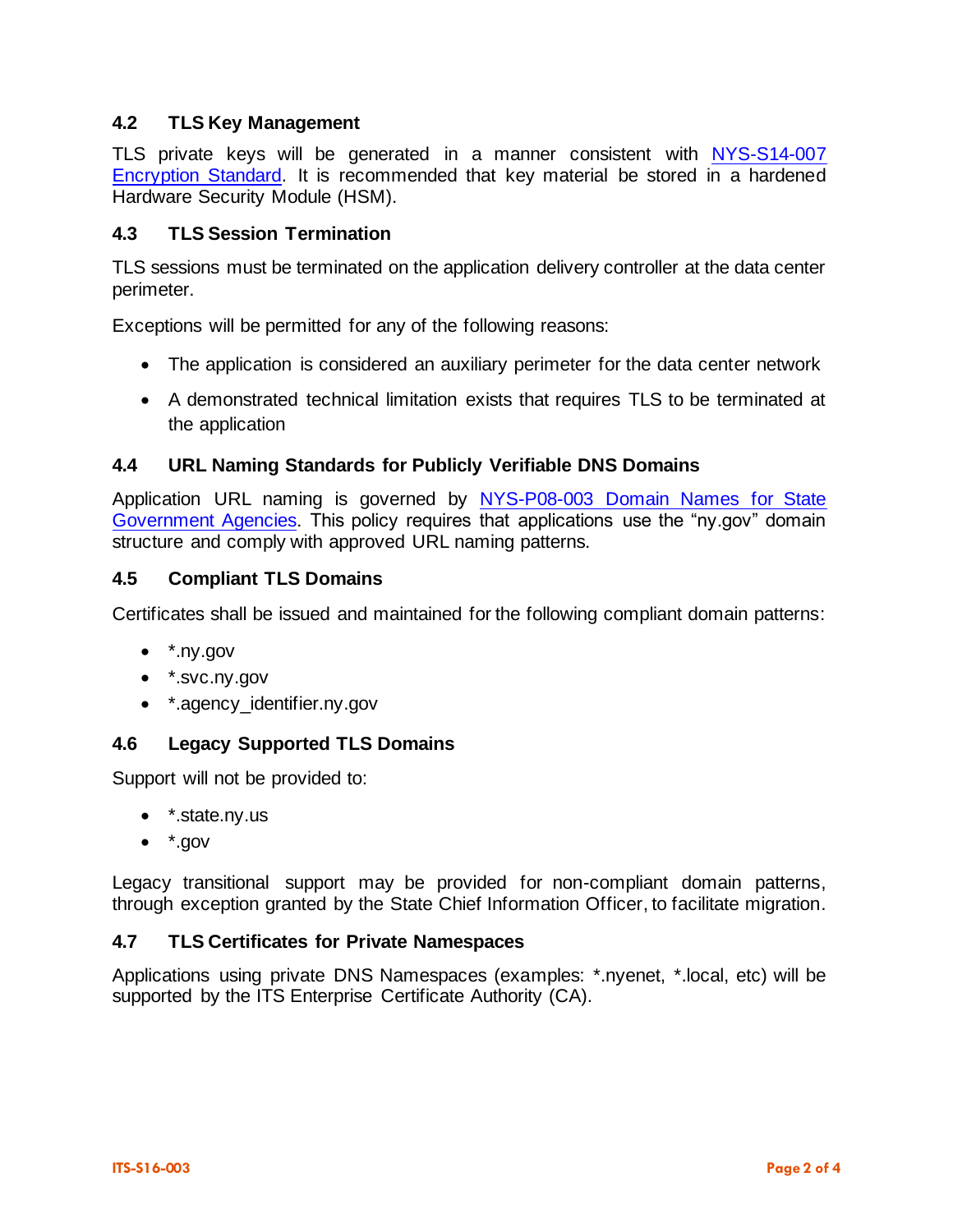### 4.2 TLS Key Management

TLS private keys will be generated in a manner consistent with [NYS-S14-007 Encryption Standard](). It is recommended that key material be stored in a hardened Hardware Security Module (HSM).

### 4.3 TLS Session Termination

TLS sessions must be terminated on the application delivery controller at the data center perimeter.

Exceptions will be permitted for any of the following reasons:

- The application is considered an auxiliary perimeter for the data center network
- A demonstrated technical limitation exists that requires TLS to be terminated at the application

### 4.4 URL Naming Standards for Publicly Verifiable DNS Domains

Application URL naming is governed by [NYS-P08-003 Domain Names for State Government Agencies](). This policy requires that applications use the "ny.gov" domain structure and comply with approved URL naming patterns.

### 4.5 Compliant TLS Domains

Certificates shall be issued and maintained for the following compliant domain patterns:

- *.ny.gov
- *.svc.ny.gov
- *.agency_identifier.ny.gov

### 4.6 Legacy Supported TLS Domains

Support will not be provided to:

- *.state.ny.us
- *.gov

Legacy transitional support may be provided for non-compliant domain patterns, through exception granted by the State Chief Information Officer, to facilitate migration.

### 4.7 TLS Certificates for Private Namespaces

Applications using private DNS Namespaces (examples: *.nyenet, *.local, etc) will be supported by the ITS Enterprise Certificate Authority (CA).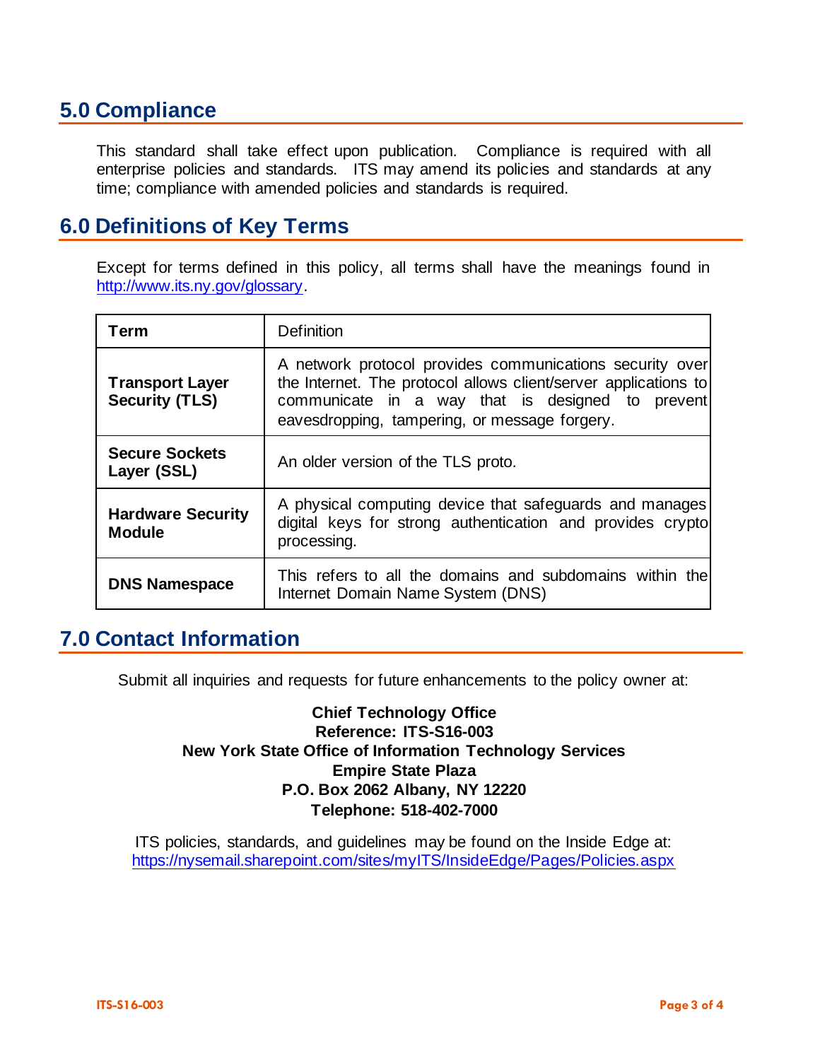## 5.0 Compliance

This standard shall take effect upon publication. Compliance is required with all enterprise policies and standards. ITS may amend its policies and standards at any time; compliance with amended policies and standards is required.

## 6.0 Definitions of Key Terms

Except for terms defined in this policy, all terms shall have the meanings found in http://www.its.ny.gov/glossary.

| **Term** | Definition |
|---|---|
| **Transport Layer Security (TLS)** | A network protocol provides communications security over the Internet. The protocol allows client/server applications to communicate in a way that is designed to prevent eavesdropping, tampering, or message forgery. |
| **Secure Sockets Layer (SSL)** | An older version of the TLS proto. |
| **Hardware Security Module** | A physical computing device that safeguards and manages digital keys for strong authentication and provides crypto processing. |
| **DNS Namespace** | This refers to all the domains and subdomains within the Internet Domain Name System (DNS) |

## 7.0 Contact Information

Submit all inquiries and requests for future enhancements to the policy owner at:

**Chief Technology Office**
**Reference: ITS-S16-003**
**New York State Office of Information Technology Services**
**Empire State Plaza**
**P.O. Box 2062 Albany, NY 12220**
**Telephone: 518-402-7000**

ITS policies, standards, and guidelines may be found on the Inside Edge at:
https://nysemail.sharepoint.com/sites/myITS/InsideEdge/Pages/Policies.aspx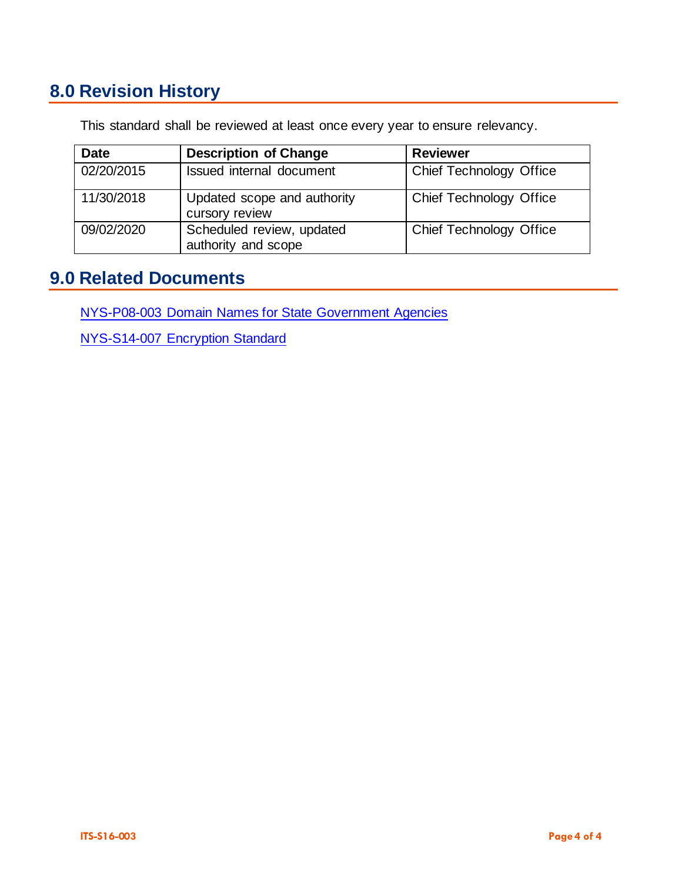## 8.0 Revision History

This standard shall be reviewed at least once every year to ensure relevancy.

| Date | Description of Change | Reviewer |
|---|---|---|
| 02/20/2015 | Issued internal document | Chief Technology Office |
| 11/30/2018 | Updated scope and authority cursory review | Chief Technology Office |
| 09/02/2020 | Scheduled review, updated authority and scope | Chief Technology Office |

## 9.0 Related Documents

NYS-P08-003 Domain Names for State Government Agencies

NYS-S14-007 Encryption Standard